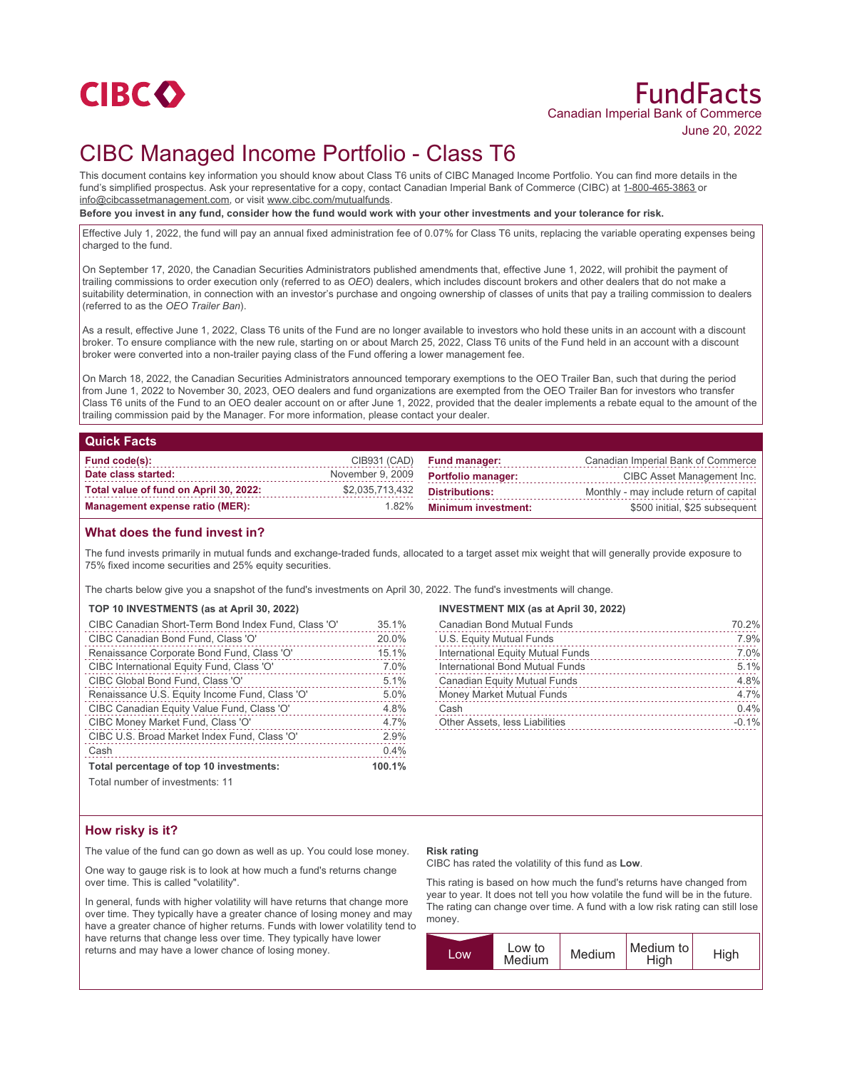# FundFacts

Canadian Imperial Bank of Commerce

June 20, 2022

# CIBC Managed Income Portfolio - Class T6

This document contains key information you should know about Class T6 units of CIBC Managed Income Portfolio. You can find more details in the fund's simplified prospectus. Ask your representative for a copy, contact Canadian Imperial Bank of Commerce (CIBC) at 1-800-465-3863 or info@cibcassetmanagement.com, or visit www.cibc.com/mutualfunds.

**Before you invest in any fund, consider how the fund would work with your other investments and your tolerance for risk.**

Effective July 1, 2022, the fund will pay an annual fixed administration fee of 0.07% for Class T6 units, replacing the variable operating expenses being charged to the fund.

On September 17, 2020, the Canadian Securities Administrators published amendments that, effective June 1, 2022, will prohibit the payment of trailing commissions to order execution only (referred to as *OEO*) dealers, which includes discount brokers and other dealers that do not make a suitability determination, in connection with an investor's purchase and ongoing ownership of classes of units that pay a trailing commission to dealers (referred to as the *OEO Trailer Ban*).

As a result, effective June 1, 2022, Class T6 units of the Fund are no longer available to investors who hold these units in an account with a discount broker. To ensure compliance with the new rule, starting on or about March 25, 2022, Class T6 units of the Fund held in an account with a discount broker were converted into a non-trailer paying class of the Fund offering a lower management fee.

On March 18, 2022, the Canadian Securities Administrators announced temporary exemptions to the OEO Trailer Ban, such that during the period from June 1, 2022 to November 30, 2023, OEO dealers and fund organizations are exempted from the OEO Trailer Ban for investors who transfer Class T6 units of the Fund to an OEO dealer account on or after June 1, 2022, provided that the dealer implements a rebate equal to the amount of the trailing commission paid by the Manager. For more information, please contact your dealer.

## Quick Facts

| | | | |
|---|---|---|---|
| **Fund code(s):** | CIB931 (CAD) | **Fund manager:** | Canadian Imperial Bank of Commerce |
| **Date class started:** | November 9, 2009 | **Portfolio manager:** | CIBC Asset Management Inc. |
| **Total value of fund on April 30, 2022:** | $2,035,713,432 | **Distributions:** | Monthly - may include return of capital |
| **Management expense ratio (MER):** | 1.82% | **Minimum investment:** | $500 initial, $25 subsequent |

## What does the fund invest in?

The fund invests primarily in mutual funds and exchange-traded funds, allocated to a target asset mix weight that will generally provide exposure to 75% fixed income securities and 25% equity securities.

The charts below give you a snapshot of the fund's investments on April 30, 2022. The fund's investments will change.

**TOP 10 INVESTMENTS (as at April 30, 2022)**

| | |
|---|---|
| CIBC Canadian Short-Term Bond Index Fund, Class 'O' | 35.1% |
| CIBC Canadian Bond Fund, Class 'O' | 20.0% |
| Renaissance Corporate Bond Fund, Class 'O' | 15.1% |
| CIBC International Equity Fund, Class 'O' | 7.0% |
| CIBC Global Bond Fund, Class 'O' | 5.1% |
| Renaissance U.S. Equity Income Fund, Class 'O' | 5.0% |
| CIBC Canadian Equity Value Fund, Class 'O' | 4.8% |
| CIBC Money Market Fund, Class 'O' | 4.7% |
| CIBC U.S. Broad Market Index Fund, Class 'O' | 2.9% |
| Cash | 0.4% |
| **Total percentage of top 10 investments:** | **100.1%** |

Total number of investments: 11

**INVESTMENT MIX (as at April 30, 2022)**

| | |
|---|---|
| Canadian Bond Mutual Funds | 70.2% |
| U.S. Equity Mutual Funds | 7.9% |
| International Equity Mutual Funds | 7.0% |
| International Bond Mutual Funds | 5.1% |
| Canadian Equity Mutual Funds | 4.8% |
| Money Market Mutual Funds | 4.7% |
| Cash | 0.4% |
| Other Assets, less Liabilities | -0.1% |

## How risky is it?

The value of the fund can go down as well as up. You could lose money.

One way to gauge risk is to look at how much a fund's returns change over time. This is called "volatility".

In general, funds with higher volatility will have returns that change more over time. They typically have a greater chance of losing money and may have a greater chance of higher returns. Funds with lower volatility tend to have returns that change less over time. They typically have lower returns and may have a lower chance of losing money.

**Risk rating**

CIBC has rated the volatility of this fund as **Low**.

This rating is based on how much the fund's returns have changed from year to year. It does not tell you how volatile the fund will be in the future. The rating can change over time. A fund with a low risk rating can still lose money.

| **Low** | Low to Medium | Medium | Medium to High | High |
|---|---|---|---|---|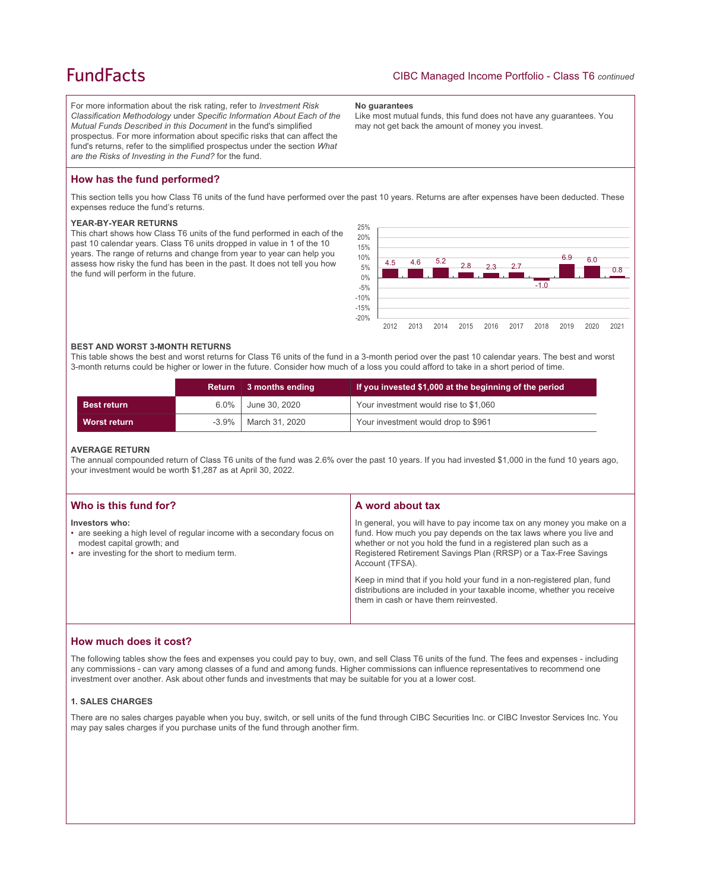For more information about the risk rating, refer to *Investment Risk Classification Methodology* under *Specific Information About Each of the Mutual Funds Described in this Document* in the fund's simplified prospectus. For more information about specific risks that can affect the fund's returns, refer to the simplified prospectus under the section *What are the Risks of Investing in the Fund?* for the fund.

**No guarantees**
Like most mutual funds, this fund does not have any guarantees. You may not get back the amount of money you invest.

## How has the fund performed?

This section tells you how Class T6 units of the fund have performed over the past 10 years. Returns are after expenses have been deducted. These expenses reduce the fund's returns.

### YEAR-BY-YEAR RETURNS

This chart shows how Class T6 units of the fund performed in each of the past 10 calendar years. Class T6 units dropped in value in 1 of the 10 years. The range of returns and change from year to year can help you assess how risky the fund has been in the past. It does not tell you how the fund will perform in the future.

| Year | 2012 | 2013 | 2014 | 2015 | 2016 | 2017 | 2018 | 2019 | 2020 | 2021 |
|---|---|---|---|---|---|---|---|---|---|---|
| Return (%) | 4.5 | 4.6 | 5.2 | 2.8 | 2.3 | 2.7 | -1.0 | 6.9 | 6.0 | 0.8 |

### BEST AND WORST 3-MONTH RETURNS

This table shows the best and worst returns for Class T6 units of the fund in a 3-month period over the past 10 calendar years. The best and worst 3-month returns could be higher or lower in the future. Consider how much of a loss you could afford to take in a short period of time.

| | Return | 3 months ending | If you invested $1,000 at the beginning of the period |
|---|---|---|---|
| **Best return** | 6.0% | June 30, 2020 | Your investment would rise to $1,060 |
| **Worst return** | -3.9% | March 31, 2020 | Your investment would drop to $961 |

### AVERAGE RETURN

The annual compounded return of Class T6 units of the fund was 2.6% over the past 10 years. If you had invested $1,000 in the fund 10 years ago, your investment would be worth $1,287 as at April 30, 2022.

## Who is this fund for?

**Investors who:**

- are seeking a high level of regular income with a secondary focus on modest capital growth; and
- are investing for the short to medium term.

## A word about tax

In general, you will have to pay income tax on any money you make on a fund. How much you pay depends on the tax laws where you live and whether or not you hold the fund in a registered plan such as a Registered Retirement Savings Plan (RRSP) or a Tax-Free Savings Account (TFSA).

Keep in mind that if you hold your fund in a non-registered plan, fund distributions are included in your taxable income, whether you receive them in cash or have them reinvested.

## How much does it cost?

The following tables show the fees and expenses you could pay to buy, own, and sell Class T6 units of the fund. The fees and expenses - including any commissions - can vary among classes of a fund and among funds. Higher commissions can influence representatives to recommend one investment over another. Ask about other funds and investments that may be suitable for you at a lower cost.

### 1. SALES CHARGES

There are no sales charges payable when you buy, switch, or sell units of the fund through CIBC Securities Inc. or CIBC Investor Services Inc. You may pay sales charges if you purchase units of the fund through another firm.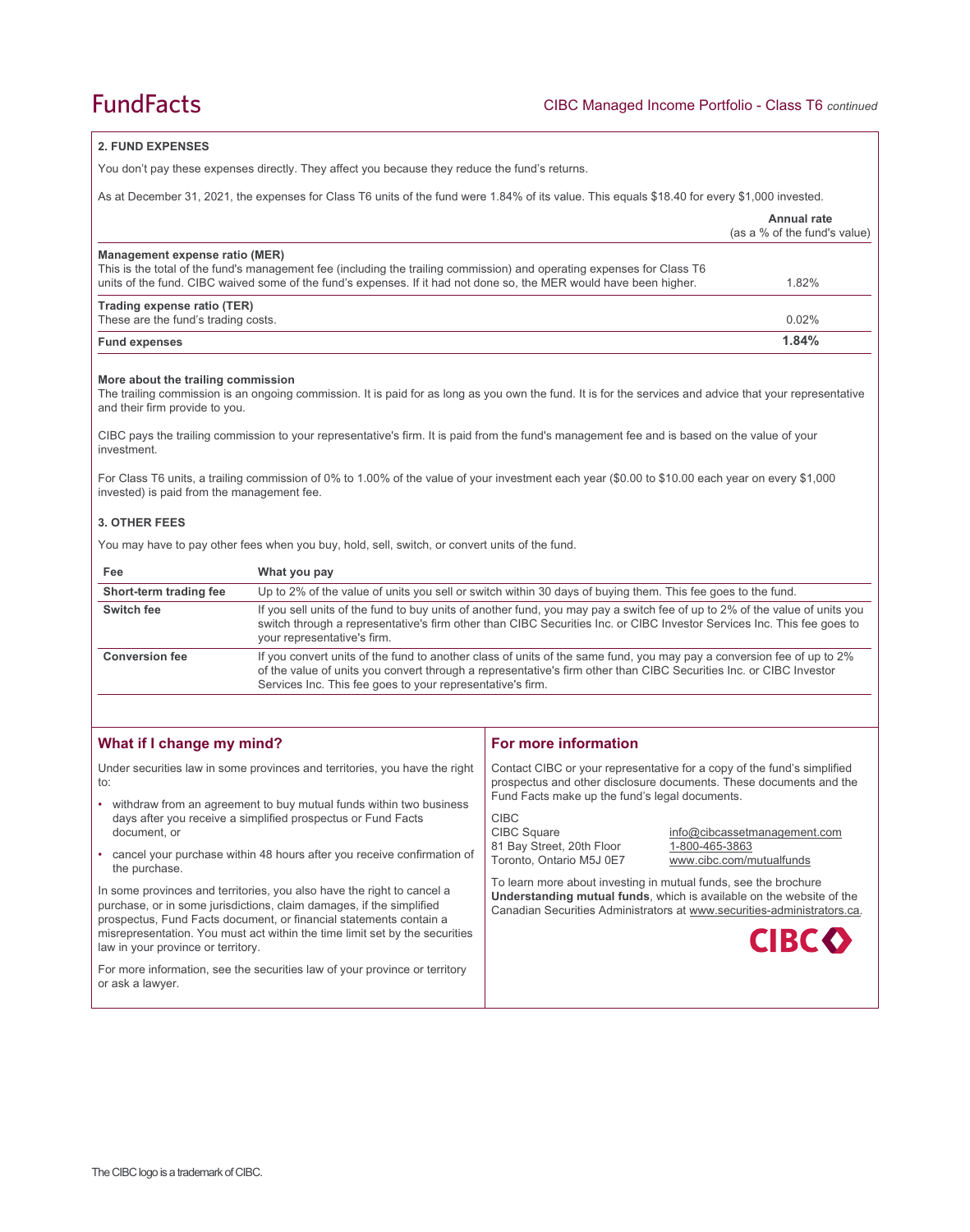## 2. FUND EXPENSES

You don't pay these expenses directly. They affect you because they reduce the fund's returns.

As at December 31, 2021, the expenses for Class T6 units of the fund were 1.84% of its value. This equals $18.40 for every $1,000 invested.

| | Annual rate (as a % of the fund's value) |
|---|---|
| **Management expense ratio (MER)**<br>This is the total of the fund's management fee (including the trailing commission) and operating expenses for Class T6 units of the fund. CIBC waived some of the fund's expenses. If it had not done so, the MER would have been higher. | 1.82% |
| **Trading expense ratio (TER)**<br>These are the fund's trading costs. | 0.02% |
| **Fund expenses** | **1.84%** |

**More about the trailing commission**

The trailing commission is an ongoing commission. It is paid for as long as you own the fund. It is for the services and advice that your representative and their firm provide to you.

CIBC pays the trailing commission to your representative's firm. It is paid from the fund's management fee and is based on the value of your investment.

For Class T6 units, a trailing commission of 0% to 1.00% of the value of your investment each year ($0.00 to $10.00 each year on every $1,000 invested) is paid from the management fee.

## 3. OTHER FEES

You may have to pay other fees when you buy, hold, sell, switch, or convert units of the fund.

| Fee | What you pay |
|---|---|
| **Short-term trading fee** | Up to 2% of the value of units you sell or switch within 30 days of buying them. This fee goes to the fund. |
| **Switch fee** | If you sell units of the fund to buy units of another fund, you may pay a switch fee of up to 2% of the value of units you switch through a representative's firm other than CIBC Securities Inc. or CIBC Investor Services Inc. This fee goes to your representative's firm. |
| **Conversion fee** | If you convert units of the fund to another class of units of the same fund, you may pay a conversion fee of up to 2% of the value of units you convert through a representative's firm other than CIBC Securities Inc. or CIBC Investor Services Inc. This fee goes to your representative's firm. |

## What if I change my mind?

Under securities law in some provinces and territories, you have the right to:

- withdraw from an agreement to buy mutual funds within two business days after you receive a simplified prospectus or Fund Facts document, or
- cancel your purchase within 48 hours after you receive confirmation of the purchase.

In some provinces and territories, you also have the right to cancel a purchase, or in some jurisdictions, claim damages, if the simplified prospectus, Fund Facts document, or financial statements contain a misrepresentation. You must act within the time limit set by the securities law in your province or territory.

For more information, see the securities law of your province or territory or ask a lawyer.

## For more information

Contact CIBC or your representative for a copy of the fund's simplified prospectus and other disclosure documents. These documents and the Fund Facts make up the fund's legal documents.

CIBC
CIBC Square
81 Bay Street, 20th Floor
Toronto, Ontario M5J 0E7

info@cibcassetmanagement.com
1-800-465-3863
www.cibc.com/mutualfunds

To learn more about investing in mutual funds, see the brochure **Understanding mutual funds**, which is available on the website of the Canadian Securities Administrators at www.securities-administrators.ca.

CIBC

The CIBC logo is a trademark of CIBC.